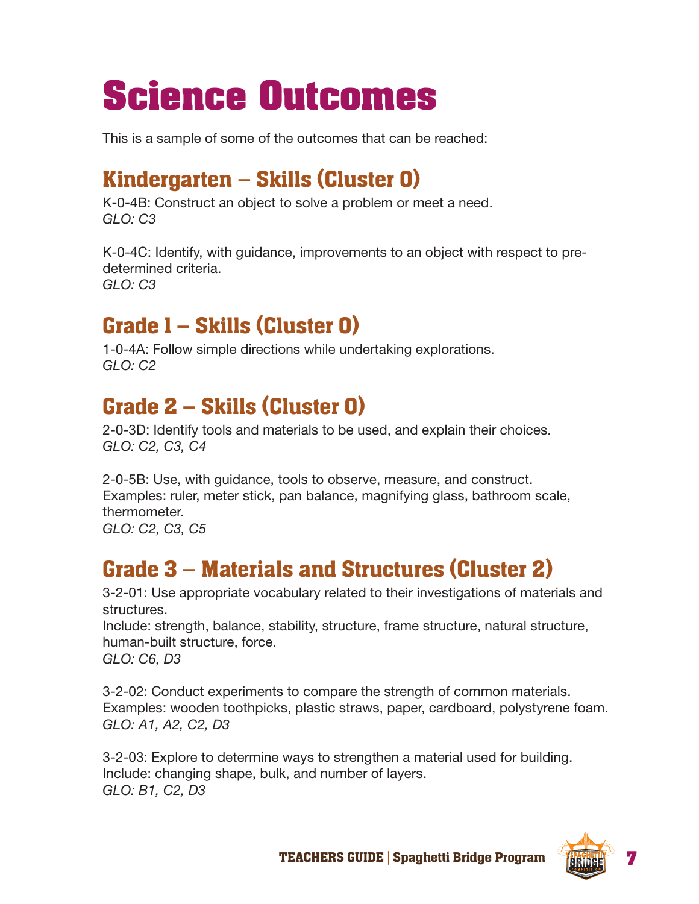# Science Outcomes

This is a sample of some of the outcomes that can be reached:

## Kindergarten – Skills (Cluster 0)

K-0-4B: Construct an object to solve a problem or meet a need.
*GLO: C3*

K-0-4C: Identify, with guidance, improvements to an object with respect to pre-determined criteria.
*GLO: C3*

## Grade 1 – Skills (Cluster 0)

1-0-4A: Follow simple directions while undertaking explorations.
*GLO: C2*

## Grade 2 – Skills (Cluster 0)

2-0-3D: Identify tools and materials to be used, and explain their choices.
*GLO: C2, C3, C4*

2-0-5B: Use, with guidance, tools to observe, measure, and construct.
Examples: ruler, meter stick, pan balance, magnifying glass, bathroom scale, thermometer.
*GLO: C2, C3, C5*

## Grade 3 – Materials and Structures (Cluster 2)

3-2-01: Use appropriate vocabulary related to their investigations of materials and structures.
Include: strength, balance, stability, structure, frame structure, natural structure, human-built structure, force.
*GLO: C6, D3*

3-2-02: Conduct experiments to compare the strength of common materials.
Examples: wooden toothpicks, plastic straws, paper, cardboard, polystyrene foam.
*GLO: A1, A2, C2, D3*

3-2-03: Explore to determine ways to strengthen a material used for building.
Include: changing shape, bulk, and number of layers.
*GLO: B1, C2, D3*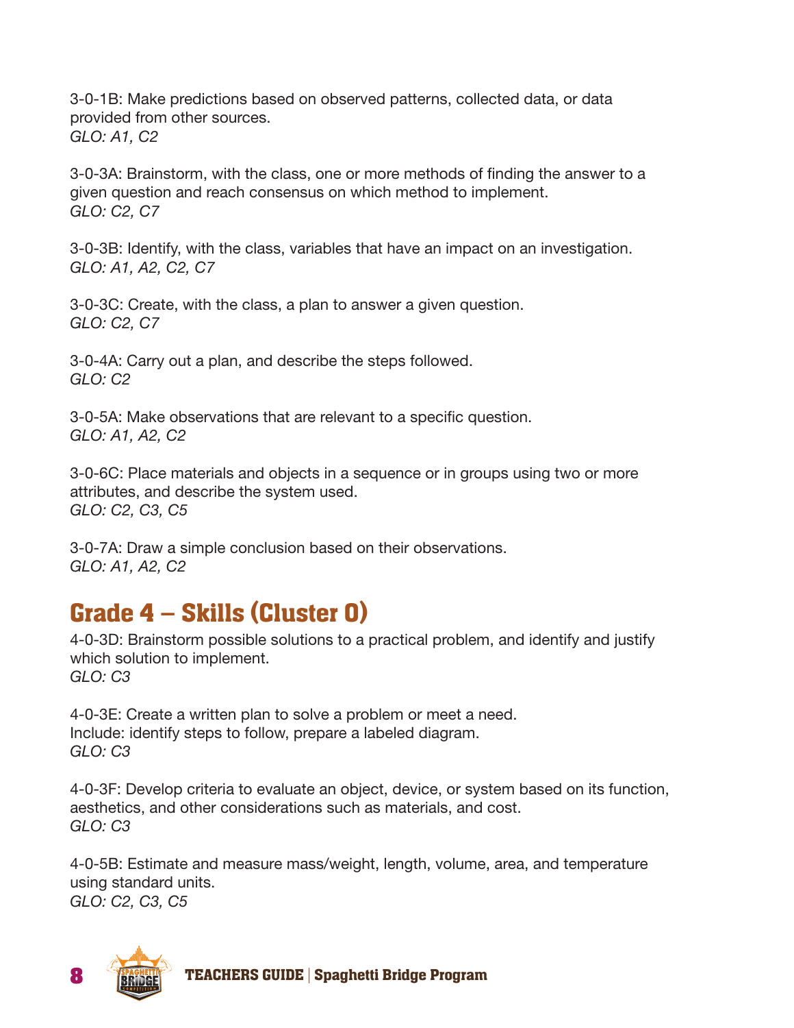3-0-1B: Make predictions based on observed patterns, collected data, or data provided from other sources.
*GLO: A1, C2*

3-0-3A: Brainstorm, with the class, one or more methods of finding the answer to a given question and reach consensus on which method to implement.
*GLO: C2, C7*

3-0-3B: Identify, with the class, variables that have an impact on an investigation.
*GLO: A1, A2, C2, C7*

3-0-3C: Create, with the class, a plan to answer a given question.
*GLO: C2, C7*

3-0-4A: Carry out a plan, and describe the steps followed.
*GLO: C2*

3-0-5A: Make observations that are relevant to a specific question.
*GLO: A1, A2, C2*

3-0-6C: Place materials and objects in a sequence or in groups using two or more attributes, and describe the system used.
*GLO: C2, C3, C5*

3-0-7A: Draw a simple conclusion based on their observations.
*GLO: A1, A2, C2*

## Grade 4 – Skills (Cluster 0)

4-0-3D: Brainstorm possible solutions to a practical problem, and identify and justify which solution to implement.
*GLO: C3*

4-0-3E: Create a written plan to solve a problem or meet a need.
Include: identify steps to follow, prepare a labeled diagram.
*GLO: C3*

4-0-3F: Develop criteria to evaluate an object, device, or system based on its function, aesthetics, and other considerations such as materials, and cost.
*GLO: C3*

4-0-5B: Estimate and measure mass/weight, length, volume, area, and temperature using standard units.
*GLO: C2, C3, C5*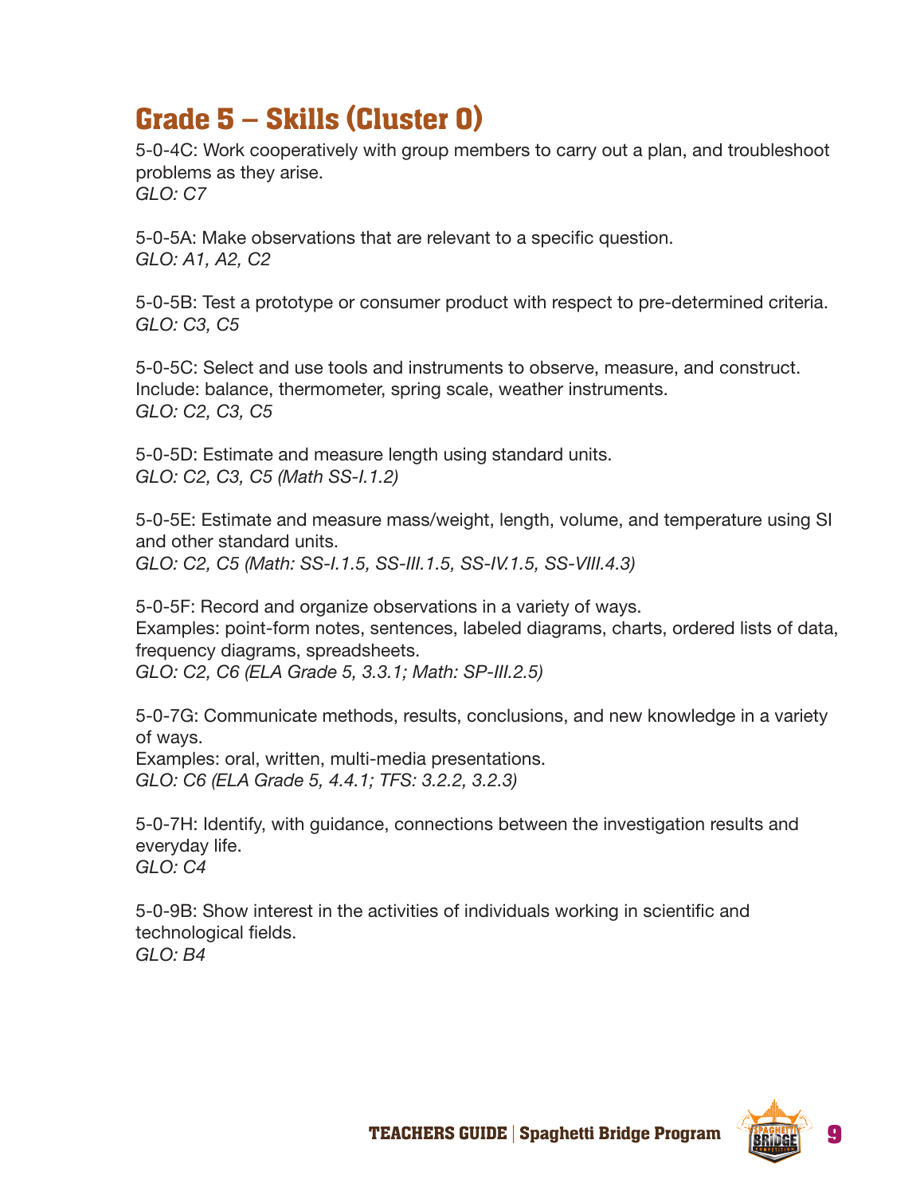## Grade 5 – Skills (Cluster 0)

5-0-4C: Work cooperatively with group members to carry out a plan, and troubleshoot problems as they arise.
*GLO: C7*

5-0-5A: Make observations that are relevant to a specific question.
*GLO: A1, A2, C2*

5-0-5B: Test a prototype or consumer product with respect to pre-determined criteria.
*GLO: C3, C5*

5-0-5C: Select and use tools and instruments to observe, measure, and construct.
Include: balance, thermometer, spring scale, weather instruments.
*GLO: C2, C3, C5*

5-0-5D: Estimate and measure length using standard units.
*GLO: C2, C3, C5 (Math SS-I.1.2)*

5-0-5E: Estimate and measure mass/weight, length, volume, and temperature using SI and other standard units.
*GLO: C2, C5 (Math: SS-I.1.5, SS-III.1.5, SS-IV.1.5, SS-VIII.4.3)*

5-0-5F: Record and organize observations in a variety of ways.
Examples: point-form notes, sentences, labeled diagrams, charts, ordered lists of data, frequency diagrams, spreadsheets.
*GLO: C2, C6 (ELA Grade 5, 3.3.1; Math: SP-III.2.5)*

5-0-7G: Communicate methods, results, conclusions, and new knowledge in a variety of ways.
Examples: oral, written, multi-media presentations.
*GLO: C6 (ELA Grade 5, 4.4.1; TFS: 3.2.2, 3.2.3)*

5-0-7H: Identify, with guidance, connections between the investigation results and everyday life.
*GLO: C4*

5-0-9B: Show interest in the activities of individuals working in scientific and technological fields.
*GLO: B4*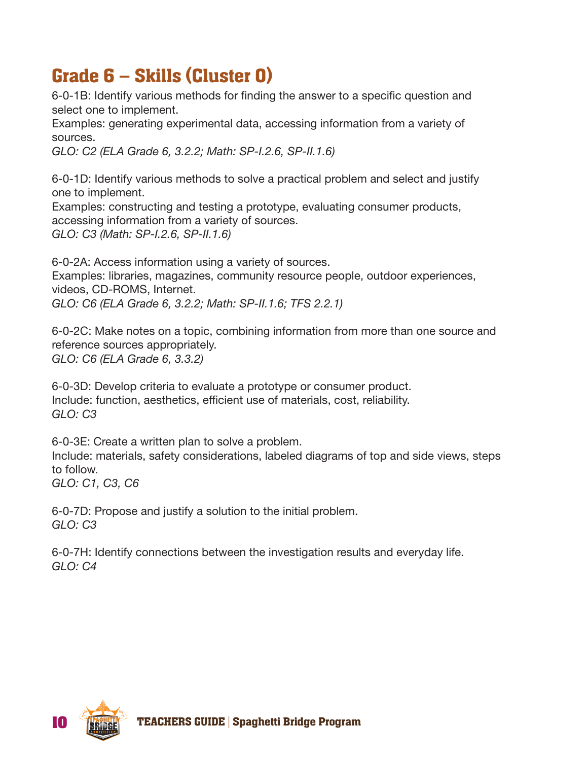# Grade 6 – Skills (Cluster 0)

6-0-1B: Identify various methods for finding the answer to a specific question and select one to implement.
Examples: generating experimental data, accessing information from a variety of sources.
*GLO: C2 (ELA Grade 6, 3.2.2; Math: SP-I.2.6, SP-II.1.6)*

6-0-1D: Identify various methods to solve a practical problem and select and justify one to implement.
Examples: constructing and testing a prototype, evaluating consumer products, accessing information from a variety of sources.
*GLO: C3 (Math: SP-I.2.6, SP-II.1.6)*

6-0-2A: Access information using a variety of sources.
Examples: libraries, magazines, community resource people, outdoor experiences, videos, CD-ROMS, Internet.
*GLO: C6 (ELA Grade 6, 3.2.2; Math: SP-II.1.6; TFS 2.2.1)*

6-0-2C: Make notes on a topic, combining information from more than one source and reference sources appropriately.
*GLO: C6 (ELA Grade 6, 3.3.2)*

6-0-3D: Develop criteria to evaluate a prototype or consumer product.
Include: function, aesthetics, efficient use of materials, cost, reliability.
*GLO: C3*

6-0-3E: Create a written plan to solve a problem.
Include: materials, safety considerations, labeled diagrams of top and side views, steps to follow.
*GLO: C1, C3, C6*

6-0-7D: Propose and justify a solution to the initial problem.
*GLO: C3*

6-0-7H: Identify connections between the investigation results and everyday life.
*GLO: C4*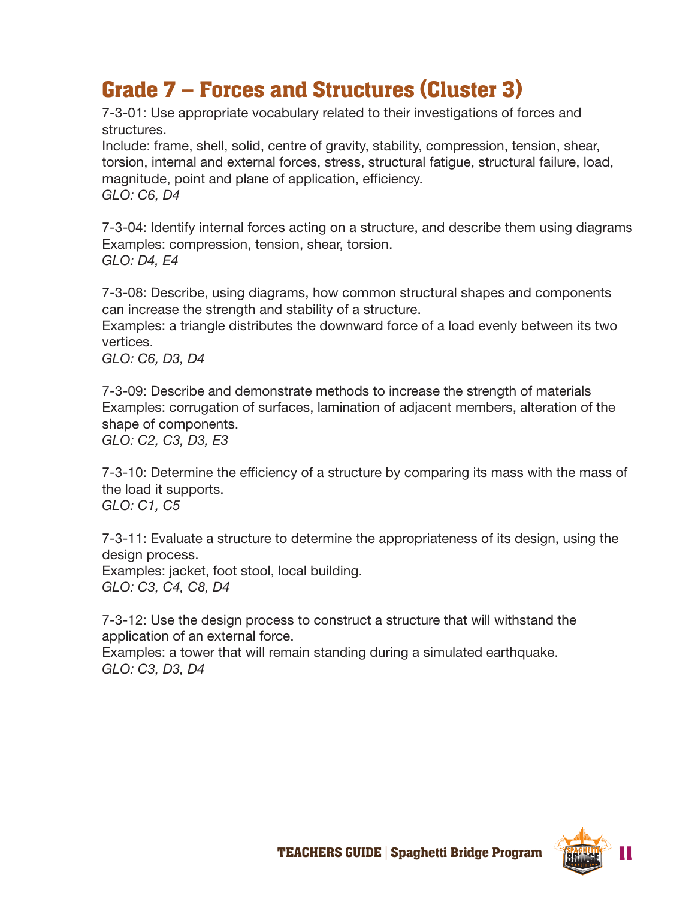# Grade 7 – Forces and Structures (Cluster 3)

7-3-01: Use appropriate vocabulary related to their investigations of forces and structures.
Include: frame, shell, solid, centre of gravity, stability, compression, tension, shear, torsion, internal and external forces, stress, structural fatigue, structural failure, load, magnitude, point and plane of application, efficiency.
*GLO: C6, D4*

7-3-04: Identify internal forces acting on a structure, and describe them using diagrams
Examples: compression, tension, shear, torsion.
*GLO: D4, E4*

7-3-08: Describe, using diagrams, how common structural shapes and components can increase the strength and stability of a structure.
Examples: a triangle distributes the downward force of a load evenly between its two vertices.
*GLO: C6, D3, D4*

7-3-09: Describe and demonstrate methods to increase the strength of materials
Examples: corrugation of surfaces, lamination of adjacent members, alteration of the shape of components.
*GLO: C2, C3, D3, E3*

7-3-10: Determine the efficiency of a structure by comparing its mass with the mass of the load it supports.
*GLO: C1, C5*

7-3-11: Evaluate a structure to determine the appropriateness of its design, using the design process.
Examples: jacket, foot stool, local building.
*GLO: C3, C4, C8, D4*

7-3-12: Use the design process to construct a structure that will withstand the application of an external force.
Examples: a tower that will remain standing during a simulated earthquake.
*GLO: C3, D3, D4*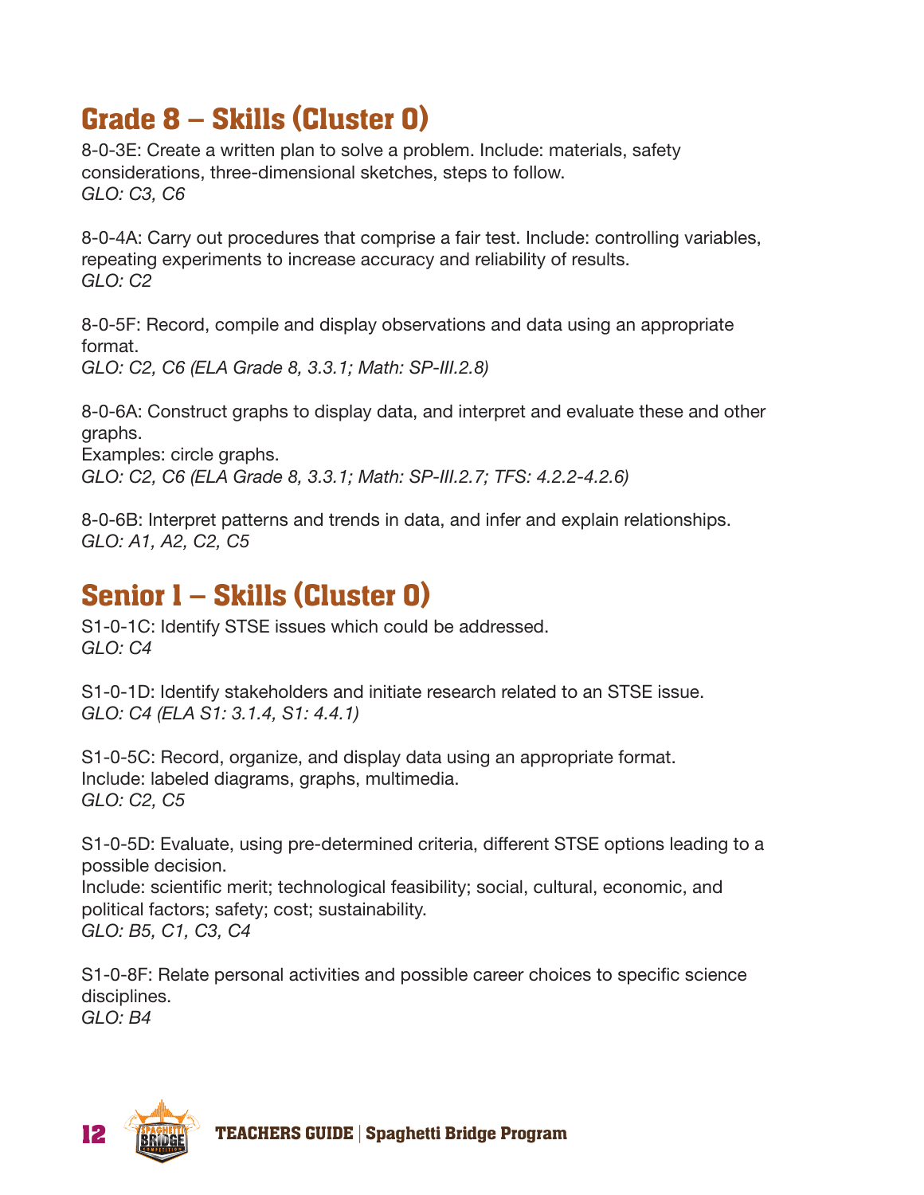## Grade 8 – Skills (Cluster 0)

8-0-3E: Create a written plan to solve a problem. Include: materials, safety considerations, three-dimensional sketches, steps to follow.
*GLO: C3, C6*

8-0-4A: Carry out procedures that comprise a fair test. Include: controlling variables, repeating experiments to increase accuracy and reliability of results.
*GLO: C2*

8-0-5F: Record, compile and display observations and data using an appropriate format.
*GLO: C2, C6 (ELA Grade 8, 3.3.1; Math: SP-III.2.8)*

8-0-6A: Construct graphs to display data, and interpret and evaluate these and other graphs.
Examples: circle graphs.
*GLO: C2, C6 (ELA Grade 8, 3.3.1; Math: SP-III.2.7; TFS: 4.2.2-4.2.6)*

8-0-6B: Interpret patterns and trends in data, and infer and explain relationships.
*GLO: A1, A2, C2, C5*

## Senior 1 – Skills (Cluster 0)

S1-0-1C: Identify STSE issues which could be addressed.
*GLO: C4*

S1-0-1D: Identify stakeholders and initiate research related to an STSE issue.
*GLO: C4 (ELA S1: 3.1.4, S1: 4.4.1)*

S1-0-5C: Record, organize, and display data using an appropriate format.
Include: labeled diagrams, graphs, multimedia.
*GLO: C2, C5*

S1-0-5D: Evaluate, using pre-determined criteria, different STSE options leading to a possible decision.
Include: scientific merit; technological feasibility; social, cultural, economic, and political factors; safety; cost; sustainability.
*GLO: B5, C1, C3, C4*

S1-0-8F: Relate personal activities and possible career choices to specific science disciplines.
*GLO: B4*